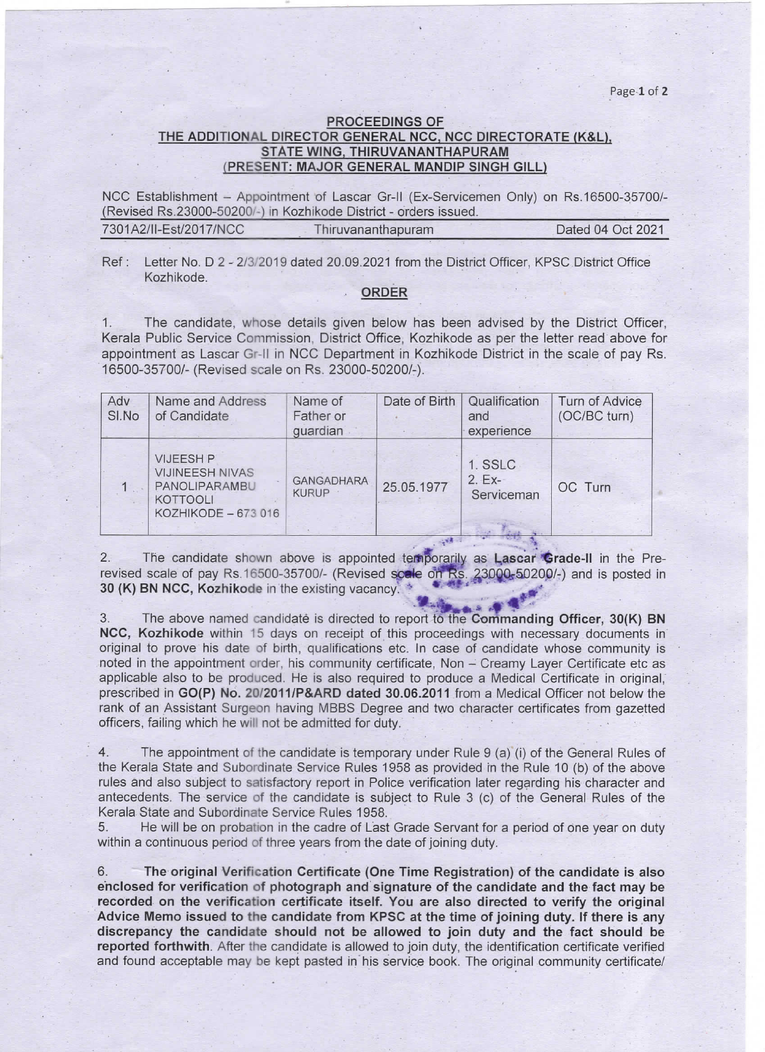**PROCEEDINGS OF**
**THE ADDITIONAL DIRECTOR GENERAL NCC, NCC DIRECTORATE (K&L), STATE WING, THIRUVANANTHAPURAM**
**(PRESENT: MAJOR GENERAL MANDIP SINGH GILL)**

NCC Establishment – Appointment of Lascar Gr-II (Ex-Servicemen Only) on Rs.16500-35700/- (Revised Rs.23000-50200/-) in Kozhikode District - orders issued.

| 7301A2/II-Est/2017/NCC | Thiruvananthapuram | Dated 04 Oct 2021 |
|---|---|---|

Ref : Letter No. D 2 - 2/3/2019 dated 20.09.2021 from the District Officer, KPSC District Office Kozhikode.

**ORDER**

1. The candidate, whose details given below has been advised by the District Officer, Kerala Public Service Commission, District Office, Kozhikode as per the letter read above for appointment as Lascar Gr-II in NCC Department in Kozhikode District in the scale of pay Rs. 16500-35700/- (Revised scale on Rs. 23000-50200/-).

| Adv Sl.No | Name and Address of Candidate | Name of Father or guardian | Date of Birth | Qualification and experience | Turn of Advice (OC/BC turn) |
|---|---|---|---|---|---|
| 1 | VIJEESH P<br>VIJINEESH NIVAS<br>PANOLIPARAMBU<br>KOTTOOLI<br>KOZHIKODE – 673 016 | GANGADHARA KURUP | 25.05.1977 | 1. SSLC<br>2. Ex-Serviceman | OC Turn |

2. The candidate shown above is appointed temporarily as **Lascar Grade-II** in the Pre-revised scale of pay Rs.16500-35700/- (Revised scale on Rs. 23000-50200/-) and is posted in **30 (K) BN NCC, Kozhikode** in the existing vacancy.

3. The above named candidate is directed to report to the **Commanding Officer, 30(K) BN NCC, Kozhikode** within 15 days on receipt of this proceedings with necessary documents in original to prove his date of birth, qualifications etc. In case of candidate whose community is noted in the appointment order, his community certificate, Non – Creamy Layer Certificate etc as applicable also to be produced. He is also required to produce a Medical Certificate in original, prescribed in **GO(P) No. 20/2011/P&ARD dated 30.06.2011** from a Medical Officer not below the rank of an Assistant Surgeon having MBBS Degree and two character certificates from gazetted officers, failing which he will not be admitted for duty.

4. The appointment of the candidate is temporary under Rule 9 (a) (i) of the General Rules of the Kerala State and Subordinate Service Rules 1958 as provided in the Rule 10 (b) of the above rules and also subject to satisfactory report in Police verification later regarding his character and antecedents. The service of the candidate is subject to Rule 3 (c) of the General Rules of the Kerala State and Subordinate Service Rules 1958.

5. He will be on probation in the cadre of Last Grade Servant for a period of one year on duty within a continuous period of three years from the date of joining duty.

6. **The original Verification Certificate (One Time Registration) of the candidate is also enclosed for verification of photograph and signature of the candidate and the fact may be recorded on the verification certificate itself. You are also directed to verify the original Advice Memo issued to the candidate from KPSC at the time of joining duty. If there is any discrepancy the candidate should not be allowed to join duty and the fact should be reported forthwith**. After the candidate is allowed to join duty, the identification certificate verified and found acceptable may be kept pasted in his service book. The original community certificate/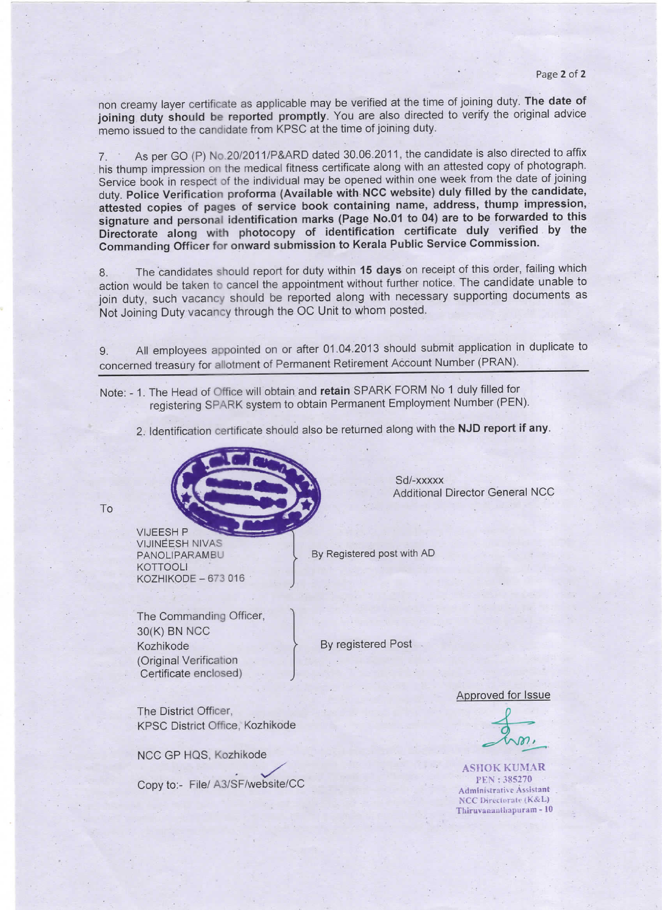non creamy layer certificate as applicable may be verified at the time of joining duty. **The date of joining duty should be reported promptly**. You are also directed to verify the original advice memo issued to the candidate from KPSC at the time of joining duty.

7. As per GO (P) No.20/2011/P&ARD dated 30.06.2011, the candidate is also directed to affix his thump impression on the medical fitness certificate along with an attested copy of photograph. Service book in respect of the individual may be opened within one week from the date of joining duty. **Police Verification proforma (Available with NCC website) duly filled by the candidate, attested copies of pages of service book containing name, address, thump impression, signature and personal identification marks (Page No.01 to 04) are to be forwarded to this Directorate along with photocopy of identification certificate duly verified by the Commanding Officer for onward submission to Kerala Public Service Commission.**

8. The candidates should report for duty within **15 days** on receipt of this order, failing which action would be taken to cancel the appointment without further notice. The candidate unable to join duty, such vacancy should be reported along with necessary supporting documents as Not Joining Duty vacancy through the OC Unit to whom posted.

9. All employees appointed on or after 01.04.2013 should submit application in duplicate to concerned treasury for allotment of Permanent Retirement Account Number (PRAN).

---

Note: - 1. The Head of Office will obtain and **retain** SPARK FORM No 1 duly filled for registering SPARK system to obtain Permanent Employment Number (PEN).

2. Identification certificate should also be returned along with the **NJD report if any**.

Sd/-xxxxx
Additional Director General NCC

To

VIJEESH P
VIJINEESH NIVAS
PANOLIPARAMBU
KOTTOOLI
KOZHIKODE – 673 016
By Registered post with AD

The Commanding Officer,
30(K) BN NCC
Kozhikode
(Original Verification Certificate enclosed)
By registered Post

The District Officer,
KPSC District Office, Kozhikode

NCC GP HQS, Kozhikode

Copy to:- File/ A3/SF/website/CC

Approved for Issue

ASHOK KUMAR
PEN : 385270
Administrative Assistant
NCC Directorate (K&L)
Thiruvananthapuram - 10